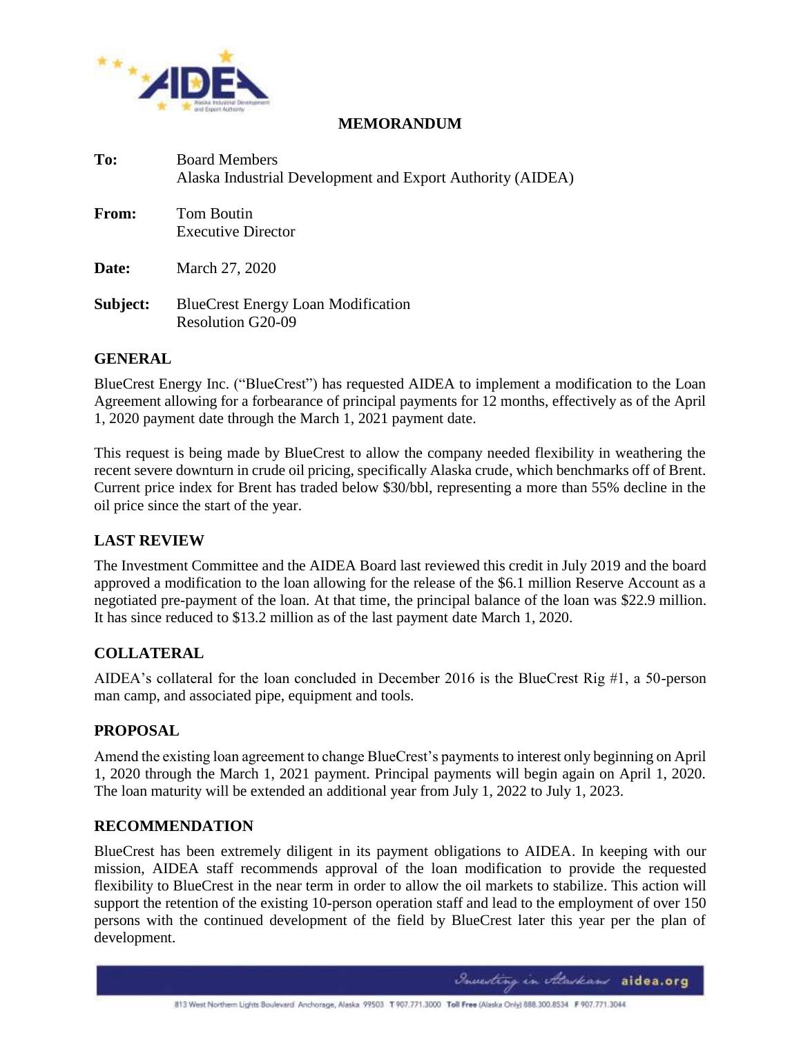# MEMORANDUM

**To:** Board Members
Alaska Industrial Development and Export Authority (AIDEA)

**From:** Tom Boutin
Executive Director

**Date:** March 27, 2020

**Subject:** BlueCrest Energy Loan Modification
Resolution G20-09

## GENERAL

BlueCrest Energy Inc. ("BlueCrest") has requested AIDEA to implement a modification to the Loan Agreement allowing for a forbearance of principal payments for 12 months, effectively as of the April 1, 2020 payment date through the March 1, 2021 payment date.

This request is being made by BlueCrest to allow the company needed flexibility in weathering the recent severe downturn in crude oil pricing, specifically Alaska crude, which benchmarks off of Brent. Current price index for Brent has traded below $30/bbl, representing a more than 55% decline in the oil price since the start of the year.

## LAST REVIEW

The Investment Committee and the AIDEA Board last reviewed this credit in July 2019 and the board approved a modification to the loan allowing for the release of the $6.1 million Reserve Account as a negotiated pre-payment of the loan. At that time, the principal balance of the loan was $22.9 million. It has since reduced to $13.2 million as of the last payment date March 1, 2020.

## COLLATERAL

AIDEA's collateral for the loan concluded in December 2016 is the BlueCrest Rig #1, a 50-person man camp, and associated pipe, equipment and tools.

## PROPOSAL

Amend the existing loan agreement to change BlueCrest's payments to interest only beginning on April 1, 2020 through the March 1, 2021 payment. Principal payments will begin again on April 1, 2020. The loan maturity will be extended an additional year from July 1, 2022 to July 1, 2023.

## RECOMMENDATION

BlueCrest has been extremely diligent in its payment obligations to AIDEA. In keeping with our mission, AIDEA staff recommends approval of the loan modification to provide the requested flexibility to BlueCrest in the near term in order to allow the oil markets to stabilize. This action will support the retention of the existing 10-person operation staff and lead to the employment of over 150 persons with the continued development of the field by BlueCrest later this year per the plan of development.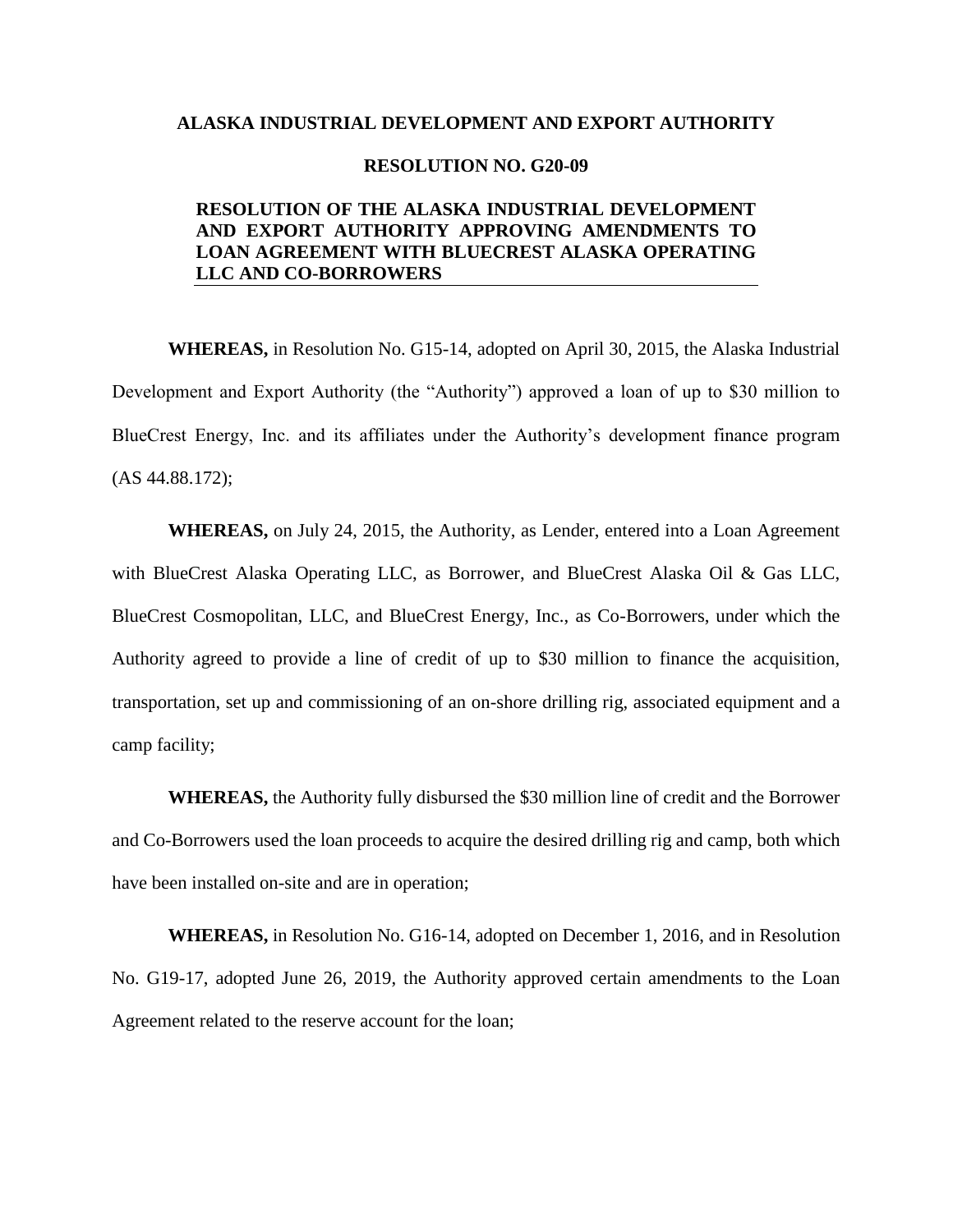**ALASKA INDUSTRIAL DEVELOPMENT AND EXPORT AUTHORITY**

**RESOLUTION NO. G20-09**

**RESOLUTION OF THE ALASKA INDUSTRIAL DEVELOPMENT AND EXPORT AUTHORITY APPROVING AMENDMENTS TO LOAN AGREEMENT WITH BLUECREST ALASKA OPERATING LLC AND CO-BORROWERS**

**WHEREAS,** in Resolution No. G15-14, adopted on April 30, 2015, the Alaska Industrial Development and Export Authority (the "Authority") approved a loan of up to $30 million to BlueCrest Energy, Inc. and its affiliates under the Authority's development finance program (AS 44.88.172);

**WHEREAS,** on July 24, 2015, the Authority, as Lender, entered into a Loan Agreement with BlueCrest Alaska Operating LLC, as Borrower, and BlueCrest Alaska Oil & Gas LLC, BlueCrest Cosmopolitan, LLC, and BlueCrest Energy, Inc., as Co-Borrowers, under which the Authority agreed to provide a line of credit of up to $30 million to finance the acquisition, transportation, set up and commissioning of an on-shore drilling rig, associated equipment and a camp facility;

**WHEREAS,** the Authority fully disbursed the $30 million line of credit and the Borrower and Co-Borrowers used the loan proceeds to acquire the desired drilling rig and camp, both which have been installed on-site and are in operation;

**WHEREAS,** in Resolution No. G16-14, adopted on December 1, 2016, and in Resolution No. G19-17, adopted June 26, 2019, the Authority approved certain amendments to the Loan Agreement related to the reserve account for the loan;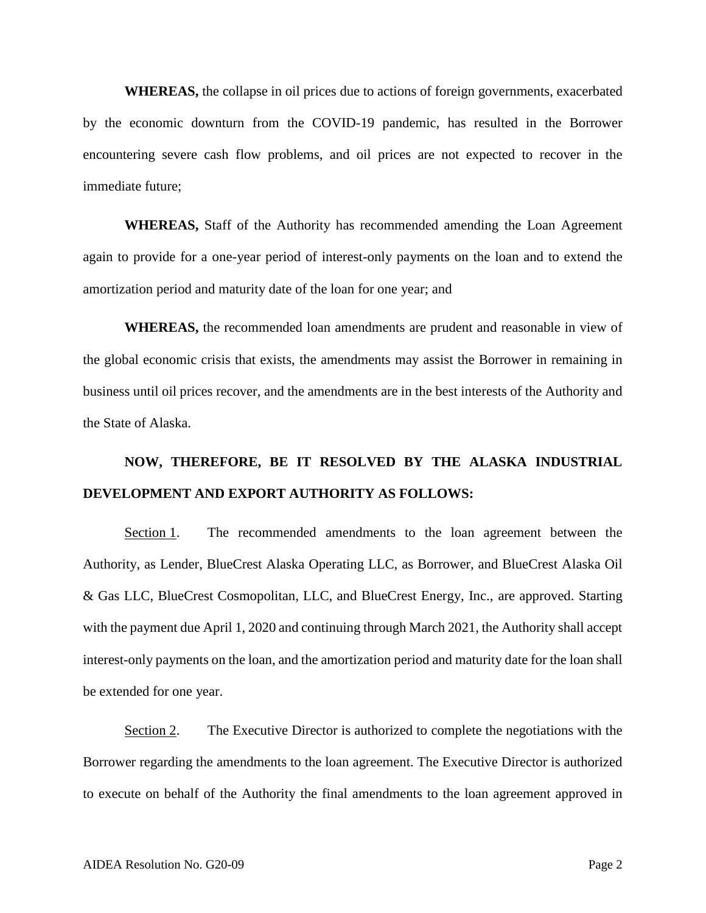**WHEREAS,** the collapse in oil prices due to actions of foreign governments, exacerbated by the economic downturn from the COVID-19 pandemic, has resulted in the Borrower encountering severe cash flow problems, and oil prices are not expected to recover in the immediate future;

**WHEREAS,** Staff of the Authority has recommended amending the Loan Agreement again to provide for a one-year period of interest-only payments on the loan and to extend the amortization period and maturity date of the loan for one year; and

**WHEREAS,** the recommended loan amendments are prudent and reasonable in view of the global economic crisis that exists, the amendments may assist the Borrower in remaining in business until oil prices recover, and the amendments are in the best interests of the Authority and the State of Alaska.

**NOW, THEREFORE, BE IT RESOLVED BY THE ALASKA INDUSTRIAL DEVELOPMENT AND EXPORT AUTHORITY AS FOLLOWS:**

Section 1. The recommended amendments to the loan agreement between the Authority, as Lender, BlueCrest Alaska Operating LLC, as Borrower, and BlueCrest Alaska Oil & Gas LLC, BlueCrest Cosmopolitan, LLC, and BlueCrest Energy, Inc., are approved. Starting with the payment due April 1, 2020 and continuing through March 2021, the Authority shall accept interest-only payments on the loan, and the amortization period and maturity date for the loan shall be extended for one year.

Section 2. The Executive Director is authorized to complete the negotiations with the Borrower regarding the amendments to the loan agreement. The Executive Director is authorized to execute on behalf of the Authority the final amendments to the loan agreement approved in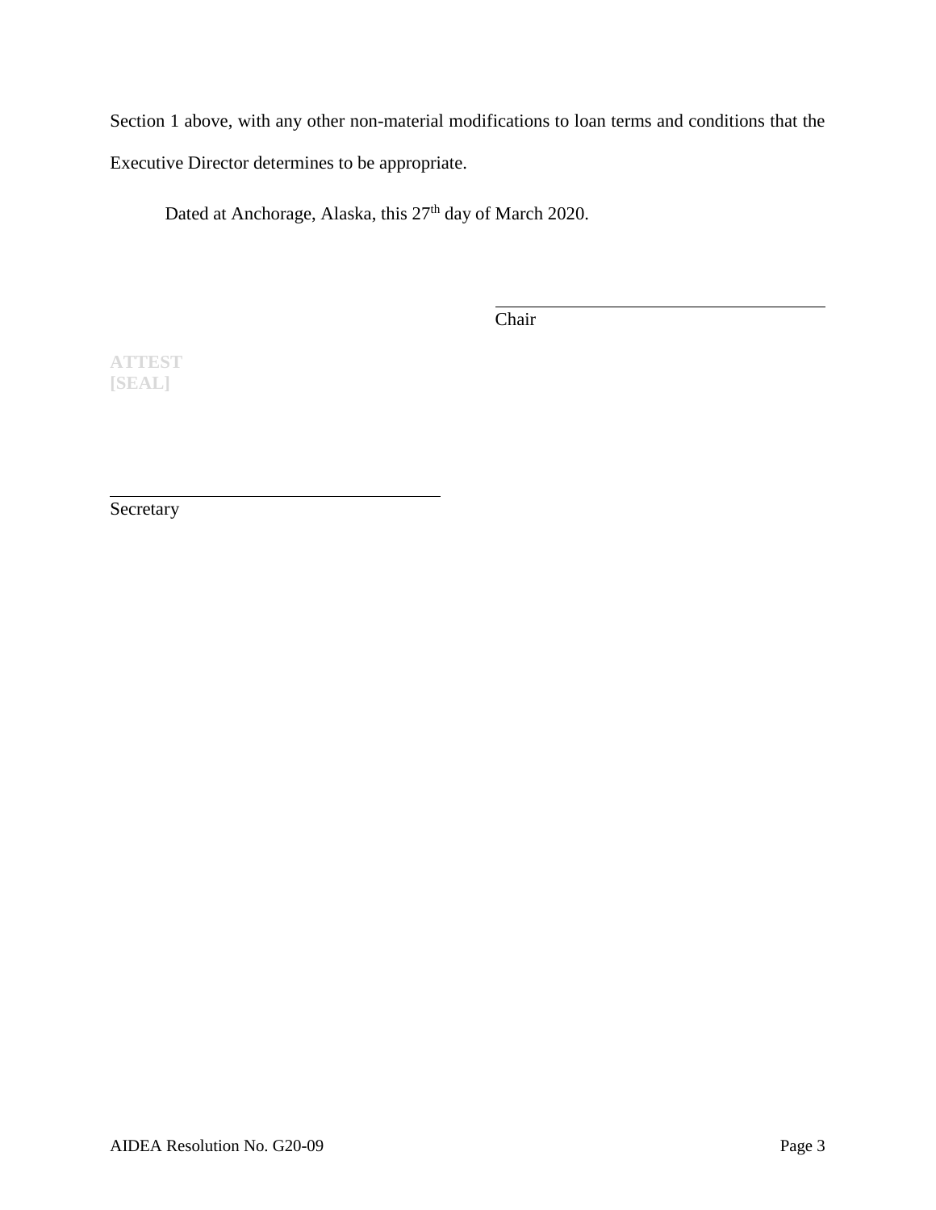Section 1 above, with any other non-material modifications to loan terms and conditions that the Executive Director determines to be appropriate.

Dated at Anchorage, Alaska, this 27th day of March 2020.

\_\_\_\_\_\_\_\_\_\_\_\_\_\_\_\_\_\_\_\_\_\_\_\_\_\_\_\_\_\_\_\_\_\_\_\_
Chair

**ATTEST**
**[SEAL]**

\_\_\_\_\_\_\_\_\_\_\_\_\_\_\_\_\_\_\_\_\_\_\_\_\_\_\_\_\_\_\_\_\_\_\_\_
Secretary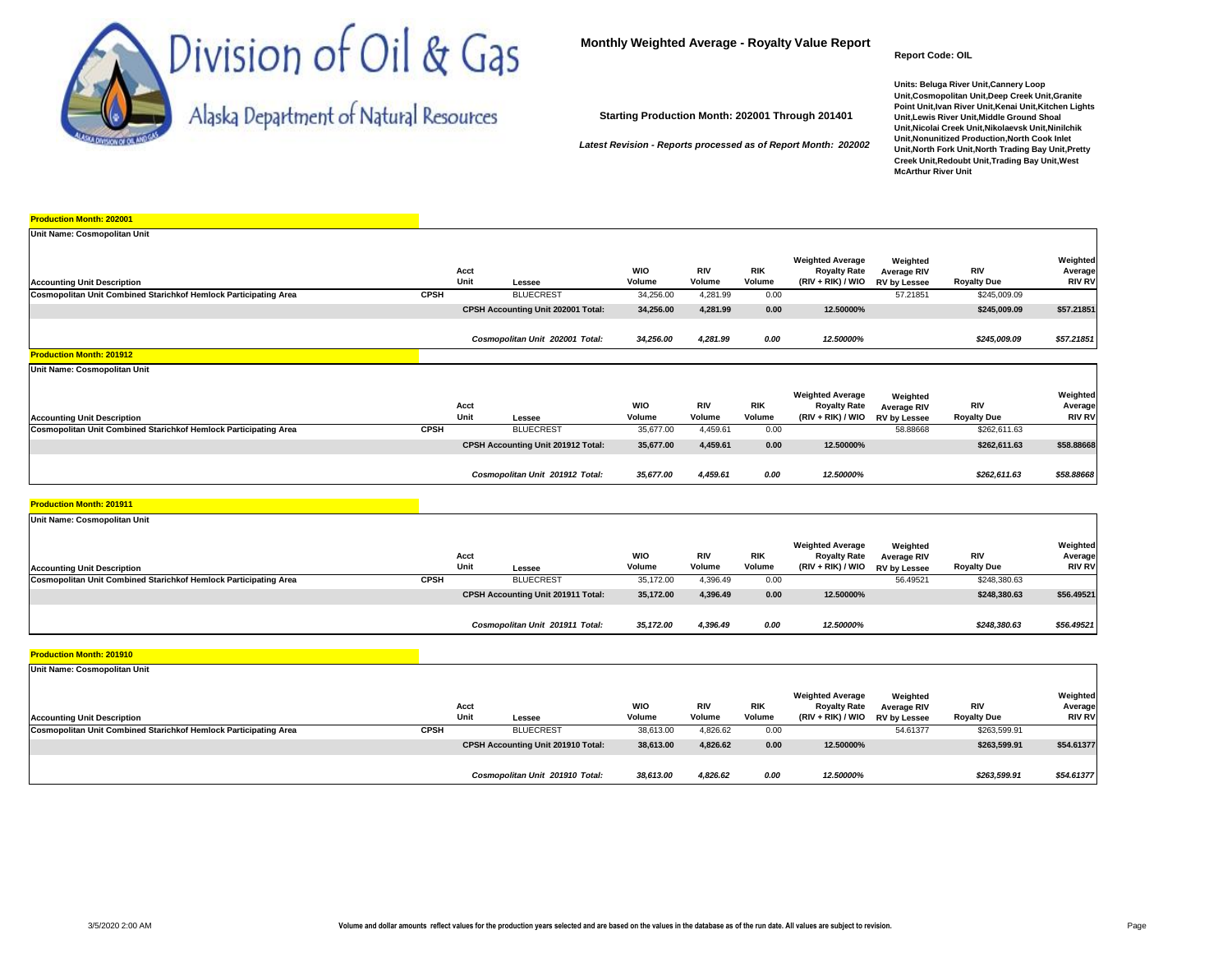# Division of Oil & Gas

## Alaska Department of Natural Resources

**Monthly Weighted Average - Royalty Value Report**

**Report Code: OIL**

**Starting Production Month: 202001 Through 201401**

***Latest Revision - Reports processed as of Report Month: 202002***

**Units: Beluga River Unit,Cannery Loop Unit,Cosmopolitan Unit,Deep Creek Unit,Granite Point Unit,Ivan River Unit,Kenai Unit,Kitchen Lights Unit,Lewis River Unit,Middle Ground Shoal Unit,Nicolai Creek Unit,Nikolaevsk Unit,Ninilchik Unit,Nonunitized Production,North Cook Inlet Unit,North Fork Unit,North Trading Bay Unit,Pretty Creek Unit,Redoubt Unit,Trading Bay Unit,West McArthur River Unit**

**Production Month: 202001**

**Unit Name: Cosmopolitan Unit**

| Accounting Unit Description | Acct Unit | Lessee | WIO Volume | RIV Volume | RIK Volume | Weighted Average Royalty Rate (RIV + RIK) / WIO | Weighted Average RIV RV by Lessee | RIV Royalty Due | Weighted Average RIV RV |
|---|---|---|---|---|---|---|---|---|---|
| Cosmopolitan Unit Combined Starichkof Hemlock Participating Area | CPSH | BLUECREST | 34,256.00 | 4,281.99 | 0.00 | | 57.21851 | $245,009.09 | |
| | | **CPSH Accounting Unit 202001 Total:** | **34,256.00** | **4,281.99** | **0.00** | **12.50000%** | | **$245,009.09** | **$57.21851** |
| | | ***Cosmopolitan Unit 202001 Total:*** | ***34,256.00*** | ***4,281.99*** | ***0.00*** | ***12.50000%*** | | ***$245,009.09*** | ***$57.21851*** |

**Production Month: 201912**

**Unit Name: Cosmopolitan Unit**

| Accounting Unit Description | Acct Unit | Lessee | WIO Volume | RIV Volume | RIK Volume | Weighted Average Royalty Rate (RIV + RIK) / WIO | Weighted Average RIV RV by Lessee | RIV Royalty Due | Weighted Average RIV RV |
|---|---|---|---|---|---|---|---|---|---|
| Cosmopolitan Unit Combined Starichkof Hemlock Participating Area | CPSH | BLUECREST | 35,677.00 | 4,459.61 | 0.00 | | 58.88668 | $262,611.63 | |
| | | **CPSH Accounting Unit 201912 Total:** | **35,677.00** | **4,459.61** | **0.00** | **12.50000%** | | **$262,611.63** | **$58.88668** |
| | | ***Cosmopolitan Unit 201912 Total:*** | ***35,677.00*** | ***4,459.61*** | ***0.00*** | ***12.50000%*** | | ***$262,611.63*** | ***$58.88668*** |

**Production Month: 201911**

**Unit Name: Cosmopolitan Unit**

| Accounting Unit Description | Acct Unit | Lessee | WIO Volume | RIV Volume | RIK Volume | Weighted Average Royalty Rate (RIV + RIK) / WIO | Weighted Average RIV RV by Lessee | RIV Royalty Due | Weighted Average RIV RV |
|---|---|---|---|---|---|---|---|---|---|
| Cosmopolitan Unit Combined Starichkof Hemlock Participating Area | CPSH | BLUECREST | 35,172.00 | 4,396.49 | 0.00 | | 56.49521 | $248,380.63 | |
| | | **CPSH Accounting Unit 201911 Total:** | **35,172.00** | **4,396.49** | **0.00** | **12.50000%** | | **$248,380.63** | **$56.49521** |
| | | ***Cosmopolitan Unit 201911 Total:*** | ***35,172.00*** | ***4,396.49*** | ***0.00*** | ***12.50000%*** | | ***$248,380.63*** | ***$56.49521*** |

**Production Month: 201910**

**Unit Name: Cosmopolitan Unit**

| Accounting Unit Description | Acct Unit | Lessee | WIO Volume | RIV Volume | RIK Volume | Weighted Average Royalty Rate (RIV + RIK) / WIO | Weighted Average RIV RV by Lessee | RIV Royalty Due | Weighted Average RIV RV |
|---|---|---|---|---|---|---|---|---|---|
| Cosmopolitan Unit Combined Starichkof Hemlock Participating Area | CPSH | BLUECREST | 38,613.00 | 4,826.62 | 0.00 | | 54.61377 | $263,599.91 | |
| | | **CPSH Accounting Unit 201910 Total:** | **38,613.00** | **4,826.62** | **0.00** | **12.50000%** | | **$263,599.91** | **$54.61377** |
| | | ***Cosmopolitan Unit 201910 Total:*** | ***38,613.00*** | ***4,826.62*** | ***0.00*** | ***12.50000%*** | | ***$263,599.91*** | ***$54.61377*** |

3/5/2020 2:00 AM

**Volume and dollar amounts reflect values for the production years selected and are based on the values in the database as of the run date. All values are subject to revision.**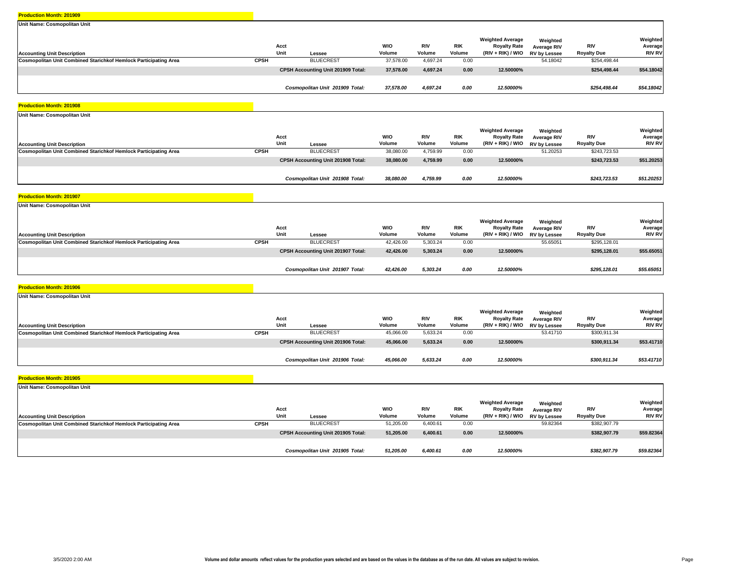**Production Month: 201909**

**Unit Name: Cosmopolitan Unit**

| Accounting Unit Description | | Acct Unit | Lessee | WIO Volume | RIV Volume | RIK Volume | Weighted Average Royalty Rate (RIV + RIK) / WIO | Weighted Average RIV RV by Lessee | RIV Royalty Due | Weighted Average RIV RV |
|---|---|---|---|---|---|---|---|---|---|---|
| Cosmopolitan Unit Combined Starichkof Hemlock Participating Area | CPSH | | BLUECREST | 37,578.00 | 4,697.24 | 0.00 | | 54.18042 | $254,498.44 | |
| | | | **CPSH Accounting Unit 201909 Total:** | **37,578.00** | **4,697.24** | **0.00** | **12.50000%** | | **$254,498.44** | **$54.18042** |
| | | | ***Cosmopolitan Unit 201909 Total:*** | ***37,578.00*** | ***4,697.24*** | ***0.00*** | ***12.50000%*** | | ***$254,498.44*** | ***$54.18042*** |

**Production Month: 201908**

**Unit Name: Cosmopolitan Unit**

| Accounting Unit Description | | Acct Unit | Lessee | WIO Volume | RIV Volume | RIK Volume | Weighted Average Royalty Rate (RIV + RIK) / WIO | Weighted Average RIV RV by Lessee | RIV Royalty Due | Weighted Average RIV RV |
|---|---|---|---|---|---|---|---|---|---|---|
| Cosmopolitan Unit Combined Starichkof Hemlock Participating Area | CPSH | | BLUECREST | 38,080.00 | 4,759.99 | 0.00 | | 51.20253 | $243,723.53 | |
| | | | **CPSH Accounting Unit 201908 Total:** | **38,080.00** | **4,759.99** | **0.00** | **12.50000%** | | **$243,723.53** | **$51.20253** |
| | | | ***Cosmopolitan Unit 201908 Total:*** | ***38,080.00*** | ***4,759.99*** | ***0.00*** | ***12.50000%*** | | ***$243,723.53*** | ***$51.20253*** |

**Production Month: 201907**

**Unit Name: Cosmopolitan Unit**

| Accounting Unit Description | | Acct Unit | Lessee | WIO Volume | RIV Volume | RIK Volume | Weighted Average Royalty Rate (RIV + RIK) / WIO | Weighted Average RIV RV by Lessee | RIV Royalty Due | Weighted Average RIV RV |
|---|---|---|---|---|---|---|---|---|---|---|
| Cosmopolitan Unit Combined Starichkof Hemlock Participating Area | CPSH | | BLUECREST | 42,426.00 | 5,303.24 | 0.00 | | 55.65051 | $295,128.01 | |
| | | | **CPSH Accounting Unit 201907 Total:** | **42,426.00** | **5,303.24** | **0.00** | **12.50000%** | | **$295,128.01** | **$55.65051** |
| | | | ***Cosmopolitan Unit 201907 Total:*** | ***42,426.00*** | ***5,303.24*** | ***0.00*** | ***12.50000%*** | | ***$295,128.01*** | ***$55.65051*** |

**Production Month: 201906**

**Unit Name: Cosmopolitan Unit**

| Accounting Unit Description | | Acct Unit | Lessee | WIO Volume | RIV Volume | RIK Volume | Weighted Average Royalty Rate (RIV + RIK) / WIO | Weighted Average RIV RV by Lessee | RIV Royalty Due | Weighted Average RIV RV |
|---|---|---|---|---|---|---|---|---|---|---|
| Cosmopolitan Unit Combined Starichkof Hemlock Participating Area | CPSH | | BLUECREST | 45,066.00 | 5,633.24 | 0.00 | | 53.41710 | $300,911.34 | |
| | | | **CPSH Accounting Unit 201906 Total:** | **45,066.00** | **5,633.24** | **0.00** | **12.50000%** | | **$300,911.34** | **$53.41710** |
| | | | ***Cosmopolitan Unit 201906 Total:*** | ***45,066.00*** | ***5,633.24*** | ***0.00*** | ***12.50000%*** | | ***$300,911.34*** | ***$53.41710*** |

**Production Month: 201905**

**Unit Name: Cosmopolitan Unit**

| Accounting Unit Description | | Acct Unit | Lessee | WIO Volume | RIV Volume | RIK Volume | Weighted Average Royalty Rate (RIV + RIK) / WIO | Weighted Average RIV RV by Lessee | RIV Royalty Due | Weighted Average RIV RV |
|---|---|---|---|---|---|---|---|---|---|---|
| Cosmopolitan Unit Combined Starichkof Hemlock Participating Area | CPSH | | BLUECREST | 51,205.00 | 6,400.61 | 0.00 | | 59.82364 | $382,907.79 | |
| | | | **CPSH Accounting Unit 201905 Total:** | **51,205.00** | **6,400.61** | **0.00** | **12.50000%** | | **$382,907.79** | **$59.82364** |
| | | | ***Cosmopolitan Unit 201905 Total:*** | ***51,205.00*** | ***6,400.61*** | ***0.00*** | ***12.50000%*** | | ***$382,907.79*** | ***$59.82364*** |

3/5/2020 2:00 AM

**Volume and dollar amounts reflect values for the production years selected and are based on the values in the database as of the run date. All values are subject to revision.**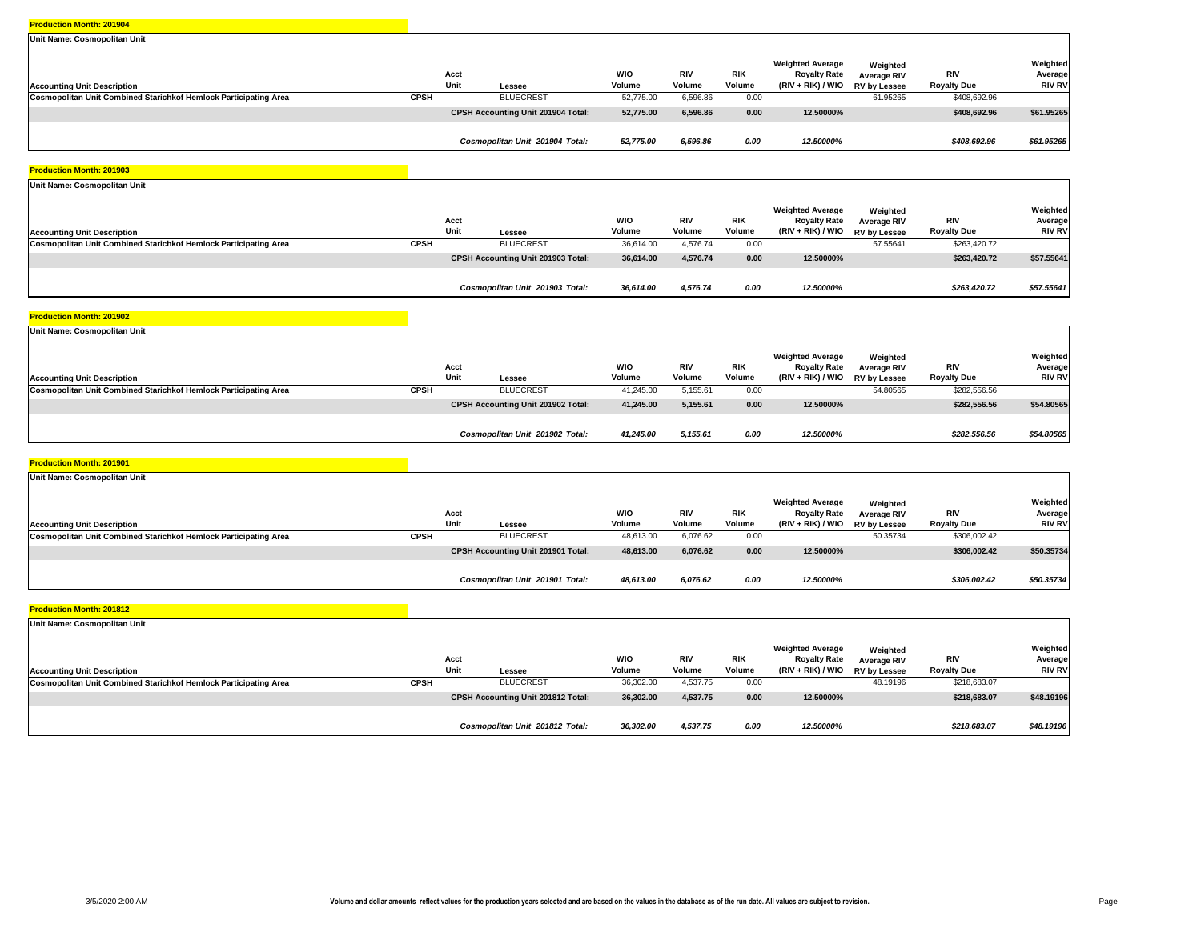**Production Month: 201904**

**Unit Name: Cosmopolitan Unit**

| Accounting Unit Description | | Acct Unit | Lessee | WIO Volume | RIV Volume | RIK Volume | Weighted Average Royalty Rate (RIV + RIK) / WIO | Weighted Average RIV RV by Lessee | RIV Royalty Due | Weighted Average RIV RV |
|---|---|---|---|---|---|---|---|---|---|---|
| Cosmopolitan Unit Combined Starichkof Hemlock Participating Area | CPSH | | BLUECREST | 52,775.00 | 6,596.86 | 0.00 | | 61.95265 | $408,692.96 | |
| | | | **CPSH Accounting Unit 201904 Total:** | **52,775.00** | **6,596.86** | **0.00** | **12.50000%** | | **$408,692.96** | **$61.95265** |
| | | | ***Cosmopolitan Unit 201904 Total:*** | ***52,775.00*** | ***6,596.86*** | ***0.00*** | ***12.50000%*** | | ***$408,692.96*** | ***$61.95265*** |

**Production Month: 201903**

**Unit Name: Cosmopolitan Unit**

| Accounting Unit Description | | Acct Unit | Lessee | WIO Volume | RIV Volume | RIK Volume | Weighted Average Royalty Rate (RIV + RIK) / WIO | Weighted Average RIV RV by Lessee | RIV Royalty Due | Weighted Average RIV RV |
|---|---|---|---|---|---|---|---|---|---|---|
| Cosmopolitan Unit Combined Starichkof Hemlock Participating Area | CPSH | | BLUECREST | 36,614.00 | 4,576.74 | 0.00 | | 57.55641 | $263,420.72 | |
| | | | **CPSH Accounting Unit 201903 Total:** | **36,614.00** | **4,576.74** | **0.00** | **12.50000%** | | **$263,420.72** | **$57.55641** |
| | | | ***Cosmopolitan Unit 201903 Total:*** | ***36,614.00*** | ***4,576.74*** | ***0.00*** | ***12.50000%*** | | ***$263,420.72*** | ***$57.55641*** |

**Production Month: 201902**

**Unit Name: Cosmopolitan Unit**

| Accounting Unit Description | | Acct Unit | Lessee | WIO Volume | RIV Volume | RIK Volume | Weighted Average Royalty Rate (RIV + RIK) / WIO | Weighted Average RIV RV by Lessee | RIV Royalty Due | Weighted Average RIV RV |
|---|---|---|---|---|---|---|---|---|---|---|
| Cosmopolitan Unit Combined Starichkof Hemlock Participating Area | CPSH | | BLUECREST | 41,245.00 | 5,155.61 | 0.00 | | 54.80565 | $282,556.56 | |
| | | | **CPSH Accounting Unit 201902 Total:** | **41,245.00** | **5,155.61** | **0.00** | **12.50000%** | | **$282,556.56** | **$54.80565** |
| | | | ***Cosmopolitan Unit 201902 Total:*** | ***41,245.00*** | ***5,155.61*** | ***0.00*** | ***12.50000%*** | | ***$282,556.56*** | ***$54.80565*** |

**Production Month: 201901**

**Unit Name: Cosmopolitan Unit**

| Accounting Unit Description | | Acct Unit | Lessee | WIO Volume | RIV Volume | RIK Volume | Weighted Average Royalty Rate (RIV + RIK) / WIO | Weighted Average RIV RV by Lessee | RIV Royalty Due | Weighted Average RIV RV |
|---|---|---|---|---|---|---|---|---|---|---|
| Cosmopolitan Unit Combined Starichkof Hemlock Participating Area | CPSH | | BLUECREST | 48,613.00 | 6,076.62 | 0.00 | | 50.35734 | $306,002.42 | |
| | | | **CPSH Accounting Unit 201901 Total:** | **48,613.00** | **6,076.62** | **0.00** | **12.50000%** | | **$306,002.42** | **$50.35734** |
| | | | ***Cosmopolitan Unit 201901 Total:*** | ***48,613.00*** | ***6,076.62*** | ***0.00*** | ***12.50000%*** | | ***$306,002.42*** | ***$50.35734*** |

**Production Month: 201812**

**Unit Name: Cosmopolitan Unit**

| Accounting Unit Description | | Acct Unit | Lessee | WIO Volume | RIV Volume | RIK Volume | Weighted Average Royalty Rate (RIV + RIK) / WIO | Weighted Average RIV RV by Lessee | RIV Royalty Due | Weighted Average RIV RV |
|---|---|---|---|---|---|---|---|---|---|---|
| Cosmopolitan Unit Combined Starichkof Hemlock Participating Area | CPSH | | BLUECREST | 36,302.00 | 4,537.75 | 0.00 | | 48.19196 | $218,683.07 | |
| | | | **CPSH Accounting Unit 201812 Total:** | **36,302.00** | **4,537.75** | **0.00** | **12.50000%** | | **$218,683.07** | **$48.19196** |
| | | | ***Cosmopolitan Unit 201812 Total:*** | ***36,302.00*** | ***4,537.75*** | ***0.00*** | ***12.50000%*** | | ***$218,683.07*** | ***$48.19196*** |

3/5/2020 2:00 AM

**Volume and dollar amounts reflect values for the production years selected and are based on the values in the database as of the run date. All values are subject to revision.**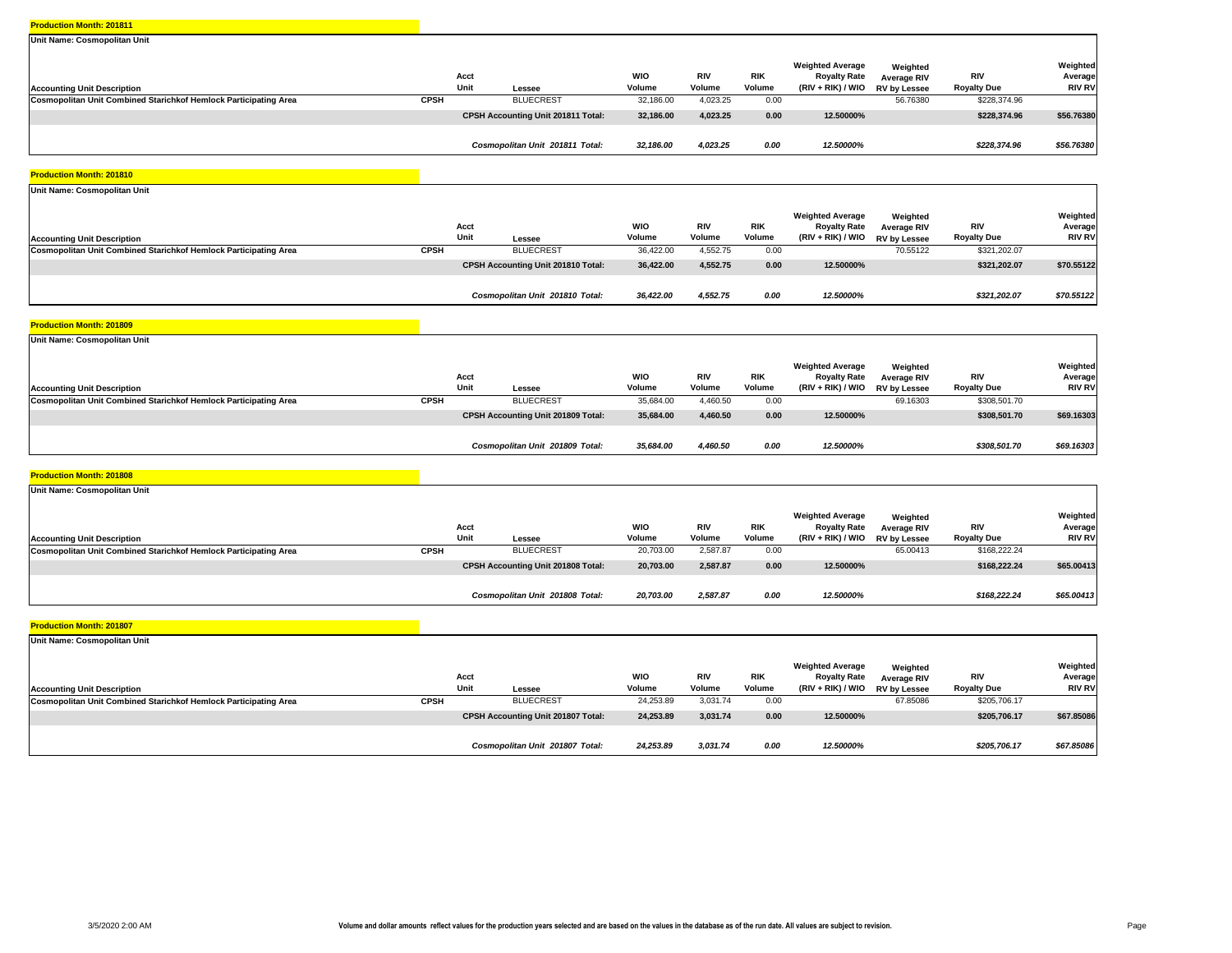**Production Month: 201811**

**Unit Name: Cosmopolitan Unit**

| Accounting Unit Description | Acct Unit | Lessee | WIO Volume | RIV Volume | RIK Volume | Weighted Average Royalty Rate (RIV + RIK) / WIO | Weighted Average RIV RV by Lessee | RIV Royalty Due | Weighted Average RIV RV |
|---|---|---|---|---|---|---|---|---|---|
| **Cosmopolitan Unit Combined Starichkof Hemlock Participating Area** | **CPSH** | BLUECREST | 32,186.00 | 4,023.25 | 0.00 | | 56.76380 | $228,374.96 | |
| | | **CPSH Accounting Unit 201811 Total:** | **32,186.00** | **4,023.25** | **0.00** | **12.50000%** | | **$228,374.96** | **$56.76380** |
| | | ***Cosmopolitan Unit 201811 Total:*** | ***32,186.00*** | ***4,023.25*** | ***0.00*** | ***12.50000%*** | | ***$228,374.96*** | ***$56.76380*** |

**Production Month: 201810**

**Unit Name: Cosmopolitan Unit**

| Accounting Unit Description | Acct Unit | Lessee | WIO Volume | RIV Volume | RIK Volume | Weighted Average Royalty Rate (RIV + RIK) / WIO | Weighted Average RIV RV by Lessee | RIV Royalty Due | Weighted Average RIV RV |
|---|---|---|---|---|---|---|---|---|---|
| **Cosmopolitan Unit Combined Starichkof Hemlock Participating Area** | **CPSH** | BLUECREST | 36,422.00 | 4,552.75 | 0.00 | | 70.55122 | $321,202.07 | |
| | | **CPSH Accounting Unit 201810 Total:** | **36,422.00** | **4,552.75** | **0.00** | **12.50000%** | | **$321,202.07** | **$70.55122** |
| | | ***Cosmopolitan Unit 201810 Total:*** | ***36,422.00*** | ***4,552.75*** | ***0.00*** | ***12.50000%*** | | ***$321,202.07*** | ***$70.55122*** |

**Production Month: 201809**

**Unit Name: Cosmopolitan Unit**

| Accounting Unit Description | Acct Unit | Lessee | WIO Volume | RIV Volume | RIK Volume | Weighted Average Royalty Rate (RIV + RIK) / WIO | Weighted Average RIV RV by Lessee | RIV Royalty Due | Weighted Average RIV RV |
|---|---|---|---|---|---|---|---|---|---|
| **Cosmopolitan Unit Combined Starichkof Hemlock Participating Area** | **CPSH** | BLUECREST | 35,684.00 | 4,460.50 | 0.00 | | 69.16303 | $308,501.70 | |
| | | **CPSH Accounting Unit 201809 Total:** | **35,684.00** | **4,460.50** | **0.00** | **12.50000%** | | **$308,501.70** | **$69.16303** |
| | | ***Cosmopolitan Unit 201809 Total:*** | ***35,684.00*** | ***4,460.50*** | ***0.00*** | ***12.50000%*** | | ***$308,501.70*** | ***$69.16303*** |

**Production Month: 201808**

**Unit Name: Cosmopolitan Unit**

| Accounting Unit Description | Acct Unit | Lessee | WIO Volume | RIV Volume | RIK Volume | Weighted Average Royalty Rate (RIV + RIK) / WIO | Weighted Average RIV RV by Lessee | RIV Royalty Due | Weighted Average RIV RV |
|---|---|---|---|---|---|---|---|---|---|
| **Cosmopolitan Unit Combined Starichkof Hemlock Participating Area** | **CPSH** | BLUECREST | 20,703.00 | 2,587.87 | 0.00 | | 65.00413 | $168,222.24 | |
| | | **CPSH Accounting Unit 201808 Total:** | **20,703.00** | **2,587.87** | **0.00** | **12.50000%** | | **$168,222.24** | **$65.00413** |
| | | ***Cosmopolitan Unit 201808 Total:*** | ***20,703.00*** | ***2,587.87*** | ***0.00*** | ***12.50000%*** | | ***$168,222.24*** | ***$65.00413*** |

**Production Month: 201807**

**Unit Name: Cosmopolitan Unit**

| Accounting Unit Description | Acct Unit | Lessee | WIO Volume | RIV Volume | RIK Volume | Weighted Average Royalty Rate (RIV + RIK) / WIO | Weighted Average RIV RV by Lessee | RIV Royalty Due | Weighted Average RIV RV |
|---|---|---|---|---|---|---|---|---|---|
| **Cosmopolitan Unit Combined Starichkof Hemlock Participating Area** | **CPSH** | BLUECREST | 24,253.89 | 3,031.74 | 0.00 | | 67.85086 | $205,706.17 | |
| | | **CPSH Accounting Unit 201807 Total:** | **24,253.89** | **3,031.74** | **0.00** | **12.50000%** | | **$205,706.17** | **$67.85086** |
| | | ***Cosmopolitan Unit 201807 Total:*** | ***24,253.89*** | ***3,031.74*** | ***0.00*** | ***12.50000%*** | | ***$205,706.17*** | ***$67.85086*** |

3/5/2020 2:00 AM

**Volume and dollar amounts reflect values for the production years selected and are based on the values in the database as of the run date. All values are subject to revision.**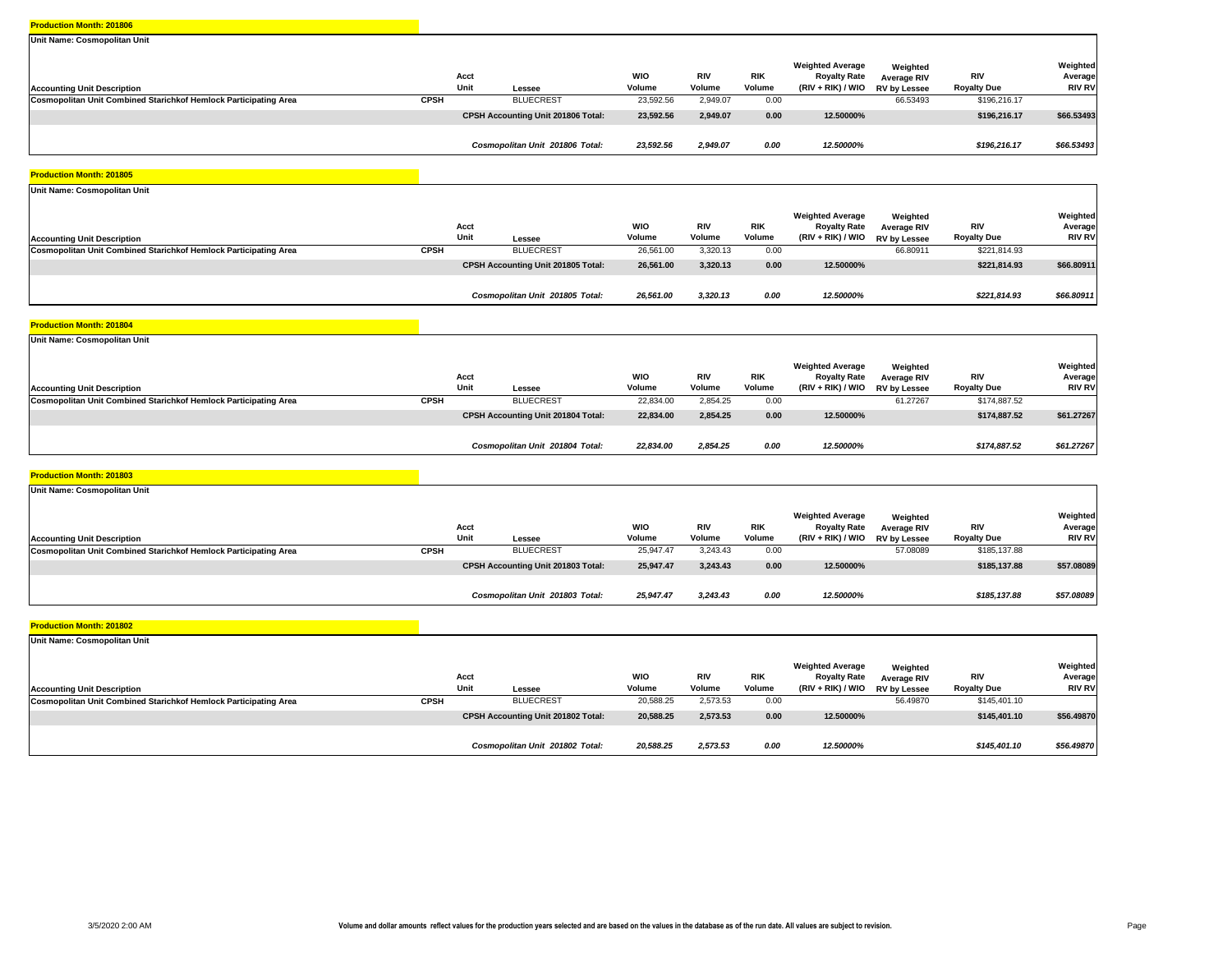**Production Month: 201806**

**Unit Name: Cosmopolitan Unit**

| Accounting Unit Description | | Acct Unit | Lessee | WIO Volume | RIV Volume | RIK Volume | Weighted Average Royalty Rate (RIV + RIK) / WIO | Weighted Average RIV RV by Lessee | RIV Royalty Due | Weighted Average RIV RV |
|---|---|---|---|---|---|---|---|---|---|---|
| Cosmopolitan Unit Combined Starichkof Hemlock Participating Area | CPSH | | BLUECREST | 23,592.56 | 2,949.07 | 0.00 | | 66.53493 | $196,216.17 | |
| | | | **CPSH Accounting Unit 201806 Total:** | **23,592.56** | **2,949.07** | **0.00** | **12.50000%** | | **$196,216.17** | **$66.53493** |
| | | | ***Cosmopolitan Unit 201806 Total:*** | ***23,592.56*** | ***2,949.07*** | ***0.00*** | ***12.50000%*** | | ***$196,216.17*** | ***$66.53493*** |

**Production Month: 201805**

**Unit Name: Cosmopolitan Unit**

| Accounting Unit Description | | Acct Unit | Lessee | WIO Volume | RIV Volume | RIK Volume | Weighted Average Royalty Rate (RIV + RIK) / WIO | Weighted Average RIV RV by Lessee | RIV Royalty Due | Weighted Average RIV RV |
|---|---|---|---|---|---|---|---|---|---|---|
| Cosmopolitan Unit Combined Starichkof Hemlock Participating Area | CPSH | | BLUECREST | 26,561.00 | 3,320.13 | 0.00 | | 66.80911 | $221,814.93 | |
| | | | **CPSH Accounting Unit 201805 Total:** | **26,561.00** | **3,320.13** | **0.00** | **12.50000%** | | **$221,814.93** | **$66.80911** |
| | | | ***Cosmopolitan Unit 201805 Total:*** | ***26,561.00*** | ***3,320.13*** | ***0.00*** | ***12.50000%*** | | ***$221,814.93*** | ***$66.80911*** |

**Production Month: 201804**

**Unit Name: Cosmopolitan Unit**

| Accounting Unit Description | | Acct Unit | Lessee | WIO Volume | RIV Volume | RIK Volume | Weighted Average Royalty Rate (RIV + RIK) / WIO | Weighted Average RIV RV by Lessee | RIV Royalty Due | Weighted Average RIV RV |
|---|---|---|---|---|---|---|---|---|---|---|
| Cosmopolitan Unit Combined Starichkof Hemlock Participating Area | CPSH | | BLUECREST | 22,834.00 | 2,854.25 | 0.00 | | 61.27267 | $174,887.52 | |
| | | | **CPSH Accounting Unit 201804 Total:** | **22,834.00** | **2,854.25** | **0.00** | **12.50000%** | | **$174,887.52** | **$61.27267** |
| | | | ***Cosmopolitan Unit 201804 Total:*** | ***22,834.00*** | ***2,854.25*** | ***0.00*** | ***12.50000%*** | | ***$174,887.52*** | ***$61.27267*** |

**Production Month: 201803**

**Unit Name: Cosmopolitan Unit**

| Accounting Unit Description | | Acct Unit | Lessee | WIO Volume | RIV Volume | RIK Volume | Weighted Average Royalty Rate (RIV + RIK) / WIO | Weighted Average RIV RV by Lessee | RIV Royalty Due | Weighted Average RIV RV |
|---|---|---|---|---|---|---|---|---|---|---|
| Cosmopolitan Unit Combined Starichkof Hemlock Participating Area | CPSH | | BLUECREST | 25,947.47 | 3,243.43 | 0.00 | | 57.08089 | $185,137.88 | |
| | | | **CPSH Accounting Unit 201803 Total:** | **25,947.47** | **3,243.43** | **0.00** | **12.50000%** | | **$185,137.88** | **$57.08089** |
| | | | ***Cosmopolitan Unit 201803 Total:*** | ***25,947.47*** | ***3,243.43*** | ***0.00*** | ***12.50000%*** | | ***$185,137.88*** | ***$57.08089*** |

**Production Month: 201802**

**Unit Name: Cosmopolitan Unit**

| Accounting Unit Description | | Acct Unit | Lessee | WIO Volume | RIV Volume | RIK Volume | Weighted Average Royalty Rate (RIV + RIK) / WIO | Weighted Average RIV RV by Lessee | RIV Royalty Due | Weighted Average RIV RV |
|---|---|---|---|---|---|---|---|---|---|---|
| Cosmopolitan Unit Combined Starichkof Hemlock Participating Area | CPSH | | BLUECREST | 20,588.25 | 2,573.53 | 0.00 | | 56.49870 | $145,401.10 | |
| | | | **CPSH Accounting Unit 201802 Total:** | **20,588.25** | **2,573.53** | **0.00** | **12.50000%** | | **$145,401.10** | **$56.49870** |
| | | | ***Cosmopolitan Unit 201802 Total:*** | ***20,588.25*** | ***2,573.53*** | ***0.00*** | ***12.50000%*** | | ***$145,401.10*** | ***$56.49870*** |

3/5/2020 2:00 AM

**Volume and dollar amounts reflect values for the production years selected and are based on the values in the database as of the run date. All values are subject to revision.**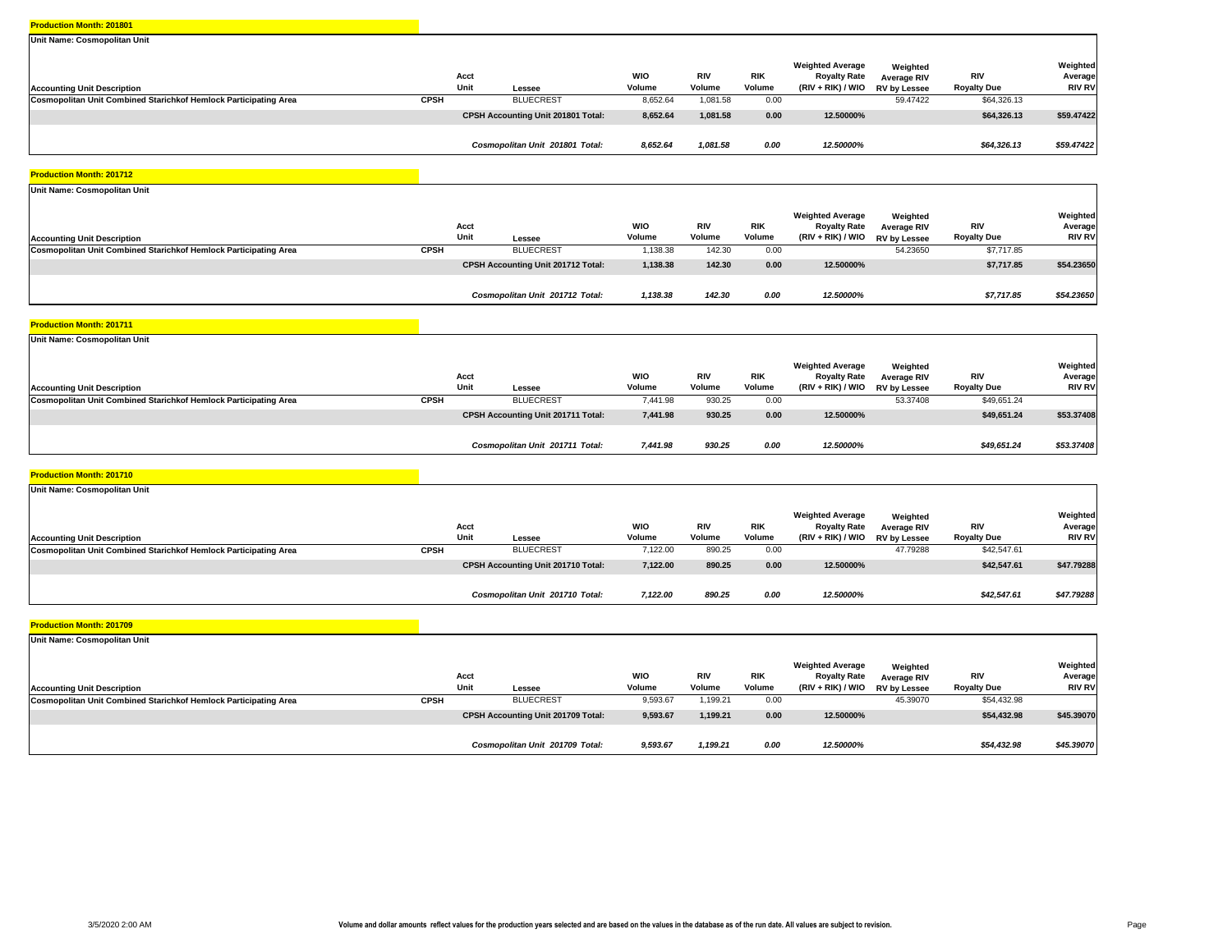**Production Month: 201801**

**Unit Name: Cosmopolitan Unit**

| Accounting Unit Description | | Acct Unit | Lessee | WIO Volume | RIV Volume | RIK Volume | Weighted Average Royalty Rate (RIV + RIK) / WIO | Weighted Average RIV RV by Lessee | RIV Royalty Due | Weighted Average RIV RV |
|---|---|---|---|---|---|---|---|---|---|---|
| **Cosmopolitan Unit Combined Starichkof Hemlock Participating Area** | **CPSH** | | BLUECREST | 8,652.64 | 1,081.58 | 0.00 | | 59.47422 | $64,326.13 | |
| | | | **CPSH Accounting Unit 201801 Total:** | **8,652.64** | **1,081.58** | **0.00** | **12.50000%** | | **$64,326.13** | **$59.47422** |
| | | | ***Cosmopolitan Unit 201801 Total:*** | ***8,652.64*** | ***1,081.58*** | ***0.00*** | ***12.50000%*** | | ***$64,326.13*** | ***$59.47422*** |

**Production Month: 201712**

**Unit Name: Cosmopolitan Unit**

| Accounting Unit Description | | Acct Unit | Lessee | WIO Volume | RIV Volume | RIK Volume | Weighted Average Royalty Rate (RIV + RIK) / WIO | Weighted Average RIV RV by Lessee | RIV Royalty Due | Weighted Average RIV RV |
|---|---|---|---|---|---|---|---|---|---|---|
| **Cosmopolitan Unit Combined Starichkof Hemlock Participating Area** | **CPSH** | | BLUECREST | 1,138.38 | 142.30 | 0.00 | | 54.23650 | $7,717.85 | |
| | | | **CPSH Accounting Unit 201712 Total:** | **1,138.38** | **142.30** | **0.00** | **12.50000%** | | **$7,717.85** | **$54.23650** |
| | | | ***Cosmopolitan Unit 201712 Total:*** | ***1,138.38*** | ***142.30*** | ***0.00*** | ***12.50000%*** | | ***$7,717.85*** | ***$54.23650*** |

**Production Month: 201711**

**Unit Name: Cosmopolitan Unit**

| Accounting Unit Description | | Acct Unit | Lessee | WIO Volume | RIV Volume | RIK Volume | Weighted Average Royalty Rate (RIV + RIK) / WIO | Weighted Average RIV RV by Lessee | RIV Royalty Due | Weighted Average RIV RV |
|---|---|---|---|---|---|---|---|---|---|---|
| **Cosmopolitan Unit Combined Starichkof Hemlock Participating Area** | **CPSH** | | BLUECREST | 7,441.98 | 930.25 | 0.00 | | 53.37408 | $49,651.24 | |
| | | | **CPSH Accounting Unit 201711 Total:** | **7,441.98** | **930.25** | **0.00** | **12.50000%** | | **$49,651.24** | **$53.37408** |
| | | | ***Cosmopolitan Unit 201711 Total:*** | ***7,441.98*** | ***930.25*** | ***0.00*** | ***12.50000%*** | | ***$49,651.24*** | ***$53.37408*** |

**Production Month: 201710**

**Unit Name: Cosmopolitan Unit**

| Accounting Unit Description | | Acct Unit | Lessee | WIO Volume | RIV Volume | RIK Volume | Weighted Average Royalty Rate (RIV + RIK) / WIO | Weighted Average RIV RV by Lessee | RIV Royalty Due | Weighted Average RIV RV |
|---|---|---|---|---|---|---|---|---|---|---|
| **Cosmopolitan Unit Combined Starichkof Hemlock Participating Area** | **CPSH** | | BLUECREST | 7,122.00 | 890.25 | 0.00 | | 47.79288 | $42,547.61 | |
| | | | **CPSH Accounting Unit 201710 Total:** | **7,122.00** | **890.25** | **0.00** | **12.50000%** | | **$42,547.61** | **$47.79288** |
| | | | ***Cosmopolitan Unit 201710 Total:*** | ***7,122.00*** | ***890.25*** | ***0.00*** | ***12.50000%*** | | ***$42,547.61*** | ***$47.79288*** |

**Production Month: 201709**

**Unit Name: Cosmopolitan Unit**

| Accounting Unit Description | | Acct Unit | Lessee | WIO Volume | RIV Volume | RIK Volume | Weighted Average Royalty Rate (RIV + RIK) / WIO | Weighted Average RIV RV by Lessee | RIV Royalty Due | Weighted Average RIV RV |
|---|---|---|---|---|---|---|---|---|---|---|
| **Cosmopolitan Unit Combined Starichkof Hemlock Participating Area** | **CPSH** | | BLUECREST | 9,593.67 | 1,199.21 | 0.00 | | 45.39070 | $54,432.98 | |
| | | | **CPSH Accounting Unit 201709 Total:** | **9,593.67** | **1,199.21** | **0.00** | **12.50000%** | | **$54,432.98** | **$45.39070** |
| | | | ***Cosmopolitan Unit 201709 Total:*** | ***9,593.67*** | ***1,199.21*** | ***0.00*** | ***12.50000%*** | | ***$54,432.98*** | ***$45.39070*** |

3/5/2020 2:00 AM

**Volume and dollar amounts reflect values for the production years selected and are based on the values in the database as of the run date. All values are subject to revision.**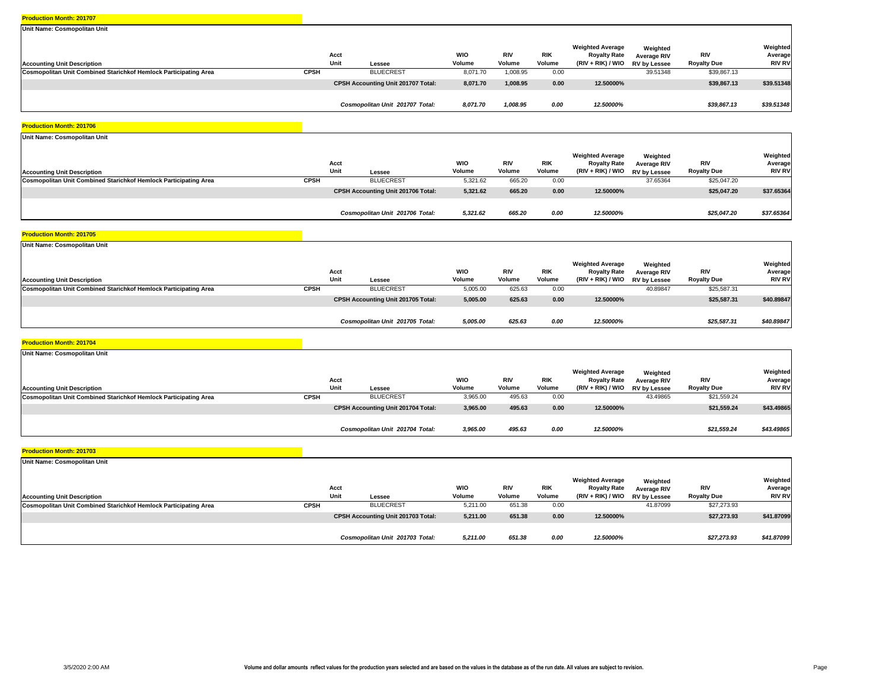**Production Month: 201707**

**Unit Name: Cosmopolitan Unit**

| Accounting Unit Description | | Acct Unit | Lessee | WIO Volume | RIV Volume | RIK Volume | Weighted Average Royalty Rate (RIV + RIK) / WIO | Weighted Average RIV RV by Lessee | RIV Royalty Due | Weighted Average RIV RV |
|---|---|---|---|---|---|---|---|---|---|---|
| Cosmopolitan Unit Combined Starichkof Hemlock Participating Area | CPSH | | BLUECREST | 8,071.70 | 1,008.95 | 0.00 | | 39.51348 | $39,867.13 | |
| | | | **CPSH Accounting Unit 201707 Total:** | **8,071.70** | **1,008.95** | **0.00** | **12.50000%** | | **$39,867.13** | **$39.51348** |
| | | | ***Cosmopolitan Unit 201707 Total:*** | ***8,071.70*** | ***1,008.95*** | ***0.00*** | ***12.50000%*** | | ***$39,867.13*** | ***$39.51348*** |

**Production Month: 201706**

**Unit Name: Cosmopolitan Unit**

| Accounting Unit Description | | Acct Unit | Lessee | WIO Volume | RIV Volume | RIK Volume | Weighted Average Royalty Rate (RIV + RIK) / WIO | Weighted Average RIV RV by Lessee | RIV Royalty Due | Weighted Average RIV RV |
|---|---|---|---|---|---|---|---|---|---|---|
| Cosmopolitan Unit Combined Starichkof Hemlock Participating Area | CPSH | | BLUECREST | 5,321.62 | 665.20 | 0.00 | | 37.65364 | $25,047.20 | |
| | | | **CPSH Accounting Unit 201706 Total:** | **5,321.62** | **665.20** | **0.00** | **12.50000%** | | **$25,047.20** | **$37.65364** |
| | | | ***Cosmopolitan Unit 201706 Total:*** | ***5,321.62*** | ***665.20*** | ***0.00*** | ***12.50000%*** | | ***$25,047.20*** | ***$37.65364*** |

**Production Month: 201705**

**Unit Name: Cosmopolitan Unit**

| Accounting Unit Description | | Acct Unit | Lessee | WIO Volume | RIV Volume | RIK Volume | Weighted Average Royalty Rate (RIV + RIK) / WIO | Weighted Average RIV RV by Lessee | RIV Royalty Due | Weighted Average RIV RV |
|---|---|---|---|---|---|---|---|---|---|---|
| Cosmopolitan Unit Combined Starichkof Hemlock Participating Area | CPSH | | BLUECREST | 5,005.00 | 625.63 | 0.00 | | 40.89847 | $25,587.31 | |
| | | | **CPSH Accounting Unit 201705 Total:** | **5,005.00** | **625.63** | **0.00** | **12.50000%** | | **$25,587.31** | **$40.89847** |
| | | | ***Cosmopolitan Unit 201705 Total:*** | ***5,005.00*** | ***625.63*** | ***0.00*** | ***12.50000%*** | | ***$25,587.31*** | ***$40.89847*** |

**Production Month: 201704**

**Unit Name: Cosmopolitan Unit**

| Accounting Unit Description | | Acct Unit | Lessee | WIO Volume | RIV Volume | RIK Volume | Weighted Average Royalty Rate (RIV + RIK) / WIO | Weighted Average RIV RV by Lessee | RIV Royalty Due | Weighted Average RIV RV |
|---|---|---|---|---|---|---|---|---|---|---|
| Cosmopolitan Unit Combined Starichkof Hemlock Participating Area | CPSH | | BLUECREST | 3,965.00 | 495.63 | 0.00 | | 43.49865 | $21,559.24 | |
| | | | **CPSH Accounting Unit 201704 Total:** | **3,965.00** | **495.63** | **0.00** | **12.50000%** | | **$21,559.24** | **$43.49865** |
| | | | ***Cosmopolitan Unit 201704 Total:*** | ***3,965.00*** | ***495.63*** | ***0.00*** | ***12.50000%*** | | ***$21,559.24*** | ***$43.49865*** |

**Production Month: 201703**

**Unit Name: Cosmopolitan Unit**

| Accounting Unit Description | | Acct Unit | Lessee | WIO Volume | RIV Volume | RIK Volume | Weighted Average Royalty Rate (RIV + RIK) / WIO | Weighted Average RIV RV by Lessee | RIV Royalty Due | Weighted Average RIV RV |
|---|---|---|---|---|---|---|---|---|---|---|
| Cosmopolitan Unit Combined Starichkof Hemlock Participating Area | CPSH | | BLUECREST | 5,211.00 | 651.38 | 0.00 | | 41.87099 | $27,273.93 | |
| | | | **CPSH Accounting Unit 201703 Total:** | **5,211.00** | **651.38** | **0.00** | **12.50000%** | | **$27,273.93** | **$41.87099** |
| | | | ***Cosmopolitan Unit 201703 Total:*** | ***5,211.00*** | ***651.38*** | ***0.00*** | ***12.50000%*** | | ***$27,273.93*** | ***$41.87099*** |

3/5/2020 2:00 AM

**Volume and dollar amounts reflect values for the production years selected and are based on the values in the database as of the run date. All values are subject to revision.**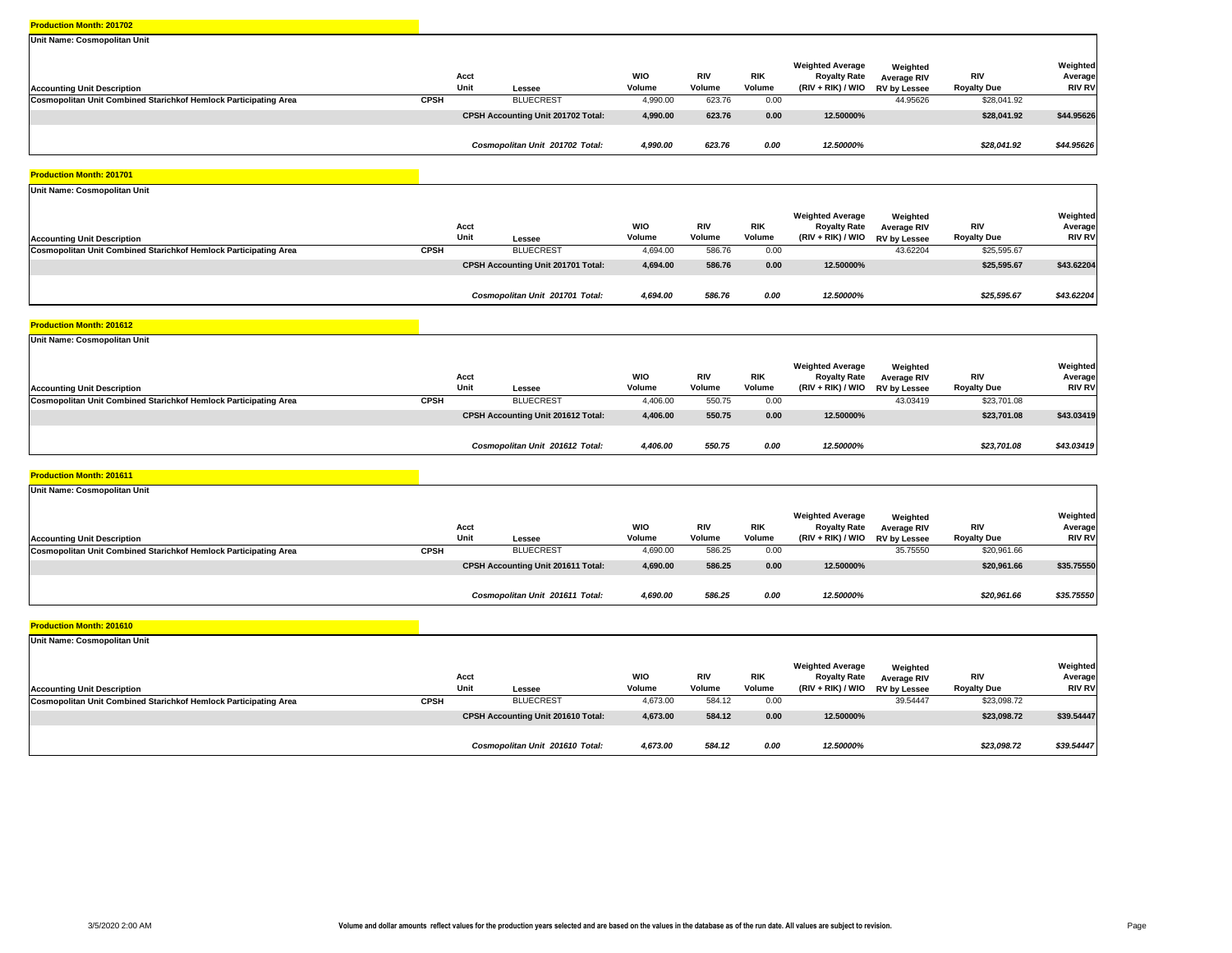**Production Month: 201702**

**Unit Name: Cosmopolitan Unit**

| Accounting Unit Description | Acct Unit | Lessee | WIO Volume | RIV Volume | RIK Volume | Weighted Average Royalty Rate (RIV + RIK) / WIO | Weighted Average RIV RV by Lessee | RIV Royalty Due | Weighted Average RIV RV |
|---|---|---|---|---|---|---|---|---|---|
| **Cosmopolitan Unit Combined Starichkof Hemlock Participating Area** | **CPSH** | BLUECREST | 4,990.00 | 623.76 | 0.00 | | 44.95626 | $28,041.92 | |
| | | **CPSH Accounting Unit 201702 Total:** | **4,990.00** | **623.76** | **0.00** | **12.50000%** | | **$28,041.92** | **$44.95626** |
| | | ***Cosmopolitan Unit 201702 Total:*** | ***4,990.00*** | ***623.76*** | ***0.00*** | ***12.50000%*** | | ***$28,041.92*** | ***$44.95626*** |

**Production Month: 201701**

**Unit Name: Cosmopolitan Unit**

| Accounting Unit Description | Acct Unit | Lessee | WIO Volume | RIV Volume | RIK Volume | Weighted Average Royalty Rate (RIV + RIK) / WIO | Weighted Average RIV RV by Lessee | RIV Royalty Due | Weighted Average RIV RV |
|---|---|---|---|---|---|---|---|---|---|
| **Cosmopolitan Unit Combined Starichkof Hemlock Participating Area** | **CPSH** | BLUECREST | 4,694.00 | 586.76 | 0.00 | | 43.62204 | $25,595.67 | |
| | | **CPSH Accounting Unit 201701 Total:** | **4,694.00** | **586.76** | **0.00** | **12.50000%** | | **$25,595.67** | **$43.62204** |
| | | ***Cosmopolitan Unit 201701 Total:*** | ***4,694.00*** | ***586.76*** | ***0.00*** | ***12.50000%*** | | ***$25,595.67*** | ***$43.62204*** |

**Production Month: 201612**

**Unit Name: Cosmopolitan Unit**

| Accounting Unit Description | Acct Unit | Lessee | WIO Volume | RIV Volume | RIK Volume | Weighted Average Royalty Rate (RIV + RIK) / WIO | Weighted Average RIV RV by Lessee | RIV Royalty Due | Weighted Average RIV RV |
|---|---|---|---|---|---|---|---|---|---|
| **Cosmopolitan Unit Combined Starichkof Hemlock Participating Area** | **CPSH** | BLUECREST | 4,406.00 | 550.75 | 0.00 | | 43.03419 | $23,701.08 | |
| | | **CPSH Accounting Unit 201612 Total:** | **4,406.00** | **550.75** | **0.00** | **12.50000%** | | **$23,701.08** | **$43.03419** |
| | | ***Cosmopolitan Unit 201612 Total:*** | ***4,406.00*** | ***550.75*** | ***0.00*** | ***12.50000%*** | | ***$23,701.08*** | ***$43.03419*** |

**Production Month: 201611**

**Unit Name: Cosmopolitan Unit**

| Accounting Unit Description | Acct Unit | Lessee | WIO Volume | RIV Volume | RIK Volume | Weighted Average Royalty Rate (RIV + RIK) / WIO | Weighted Average RIV RV by Lessee | RIV Royalty Due | Weighted Average RIV RV |
|---|---|---|---|---|---|---|---|---|---|
| **Cosmopolitan Unit Combined Starichkof Hemlock Participating Area** | **CPSH** | BLUECREST | 4,690.00 | 586.25 | 0.00 | | 35.75550 | $20,961.66 | |
| | | **CPSH Accounting Unit 201611 Total:** | **4,690.00** | **586.25** | **0.00** | **12.50000%** | | **$20,961.66** | **$35.75550** |
| | | ***Cosmopolitan Unit 201611 Total:*** | ***4,690.00*** | ***586.25*** | ***0.00*** | ***12.50000%*** | | ***$20,961.66*** | ***$35.75550*** |

**Production Month: 201610**

**Unit Name: Cosmopolitan Unit**

| Accounting Unit Description | Acct Unit | Lessee | WIO Volume | RIV Volume | RIK Volume | Weighted Average Royalty Rate (RIV + RIK) / WIO | Weighted Average RIV RV by Lessee | RIV Royalty Due | Weighted Average RIV RV |
|---|---|---|---|---|---|---|---|---|---|
| **Cosmopolitan Unit Combined Starichkof Hemlock Participating Area** | **CPSH** | BLUECREST | 4,673.00 | 584.12 | 0.00 | | 39.54447 | $23,098.72 | |
| | | **CPSH Accounting Unit 201610 Total:** | **4,673.00** | **584.12** | **0.00** | **12.50000%** | | **$23,098.72** | **$39.54447** |
| | | ***Cosmopolitan Unit 201610 Total:*** | ***4,673.00*** | ***584.12*** | ***0.00*** | ***12.50000%*** | | ***$23,098.72*** | ***$39.54447*** |

3/5/2020 2:00 AM

**Volume and dollar amounts reflect values for the production years selected and are based on the values in the database as of the run date. All values are subject to revision.**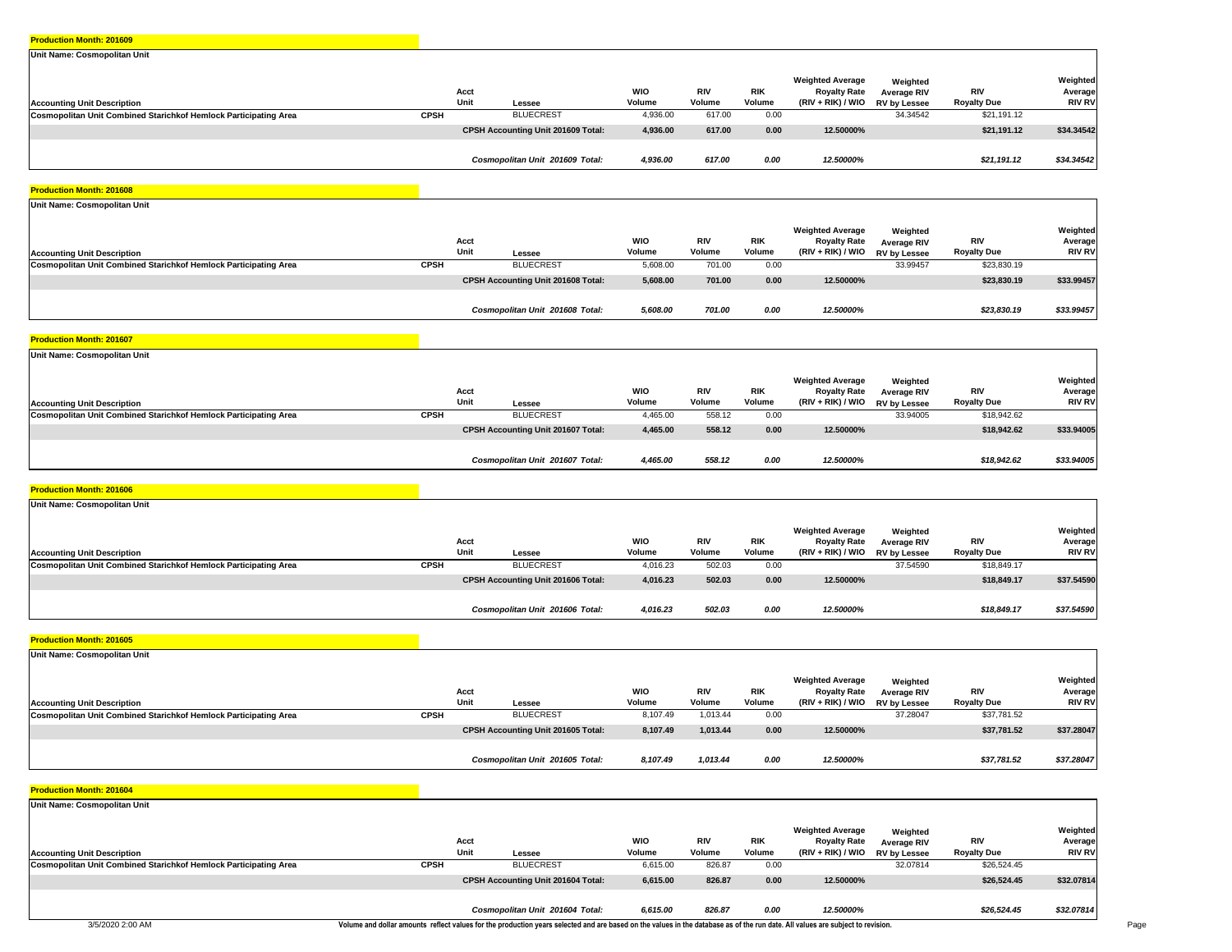**Production Month: 201609**

**Unit Name: Cosmopolitan Unit**

| Accounting Unit Description | Acct Unit | Lessee | WIO Volume | RIV Volume | RIK Volume | Weighted Average Royalty Rate (RIV + RIK) / WIO | Weighted Average RIV RV by Lessee | RIV Royalty Due | Weighted Average RIV RV |
|---|---|---|---|---|---|---|---|---|---|
| Cosmopolitan Unit Combined Starichkof Hemlock Participating Area | CPSH | BLUECREST | 4,936.00 | 617.00 | 0.00 | | 34.34542 | $21,191.12 | |
| | | CPSH Accounting Unit 201609 Total: | 4,936.00 | 617.00 | 0.00 | 12.50000% | | $21,191.12 | $34.34542 |
| | | *Cosmopolitan Unit 201609 Total:* | *4,936.00* | *617.00* | *0.00* | *12.50000%* | | *$21,191.12* | *$34.34542* |

**Production Month: 201608**

**Unit Name: Cosmopolitan Unit**

| Accounting Unit Description | Acct Unit | Lessee | WIO Volume | RIV Volume | RIK Volume | Weighted Average Royalty Rate (RIV + RIK) / WIO | Weighted Average RIV RV by Lessee | RIV Royalty Due | Weighted Average RIV RV |
|---|---|---|---|---|---|---|---|---|---|
| Cosmopolitan Unit Combined Starichkof Hemlock Participating Area | CPSH | BLUECREST | 5,608.00 | 701.00 | 0.00 | | 33.99457 | $23,830.19 | |
| | | CPSH Accounting Unit 201608 Total: | 5,608.00 | 701.00 | 0.00 | 12.50000% | | $23,830.19 | $33.99457 |
| | | *Cosmopolitan Unit 201608 Total:* | *5,608.00* | *701.00* | *0.00* | *12.50000%* | | *$23,830.19* | *$33.99457* |

**Production Month: 201607**

**Unit Name: Cosmopolitan Unit**

| Accounting Unit Description | Acct Unit | Lessee | WIO Volume | RIV Volume | RIK Volume | Weighted Average Royalty Rate (RIV + RIK) / WIO | Weighted Average RIV RV by Lessee | RIV Royalty Due | Weighted Average RIV RV |
|---|---|---|---|---|---|---|---|---|---|
| Cosmopolitan Unit Combined Starichkof Hemlock Participating Area | CPSH | BLUECREST | 4,465.00 | 558.12 | 0.00 | | 33.94005 | $18,942.62 | |
| | | CPSH Accounting Unit 201607 Total: | 4,465.00 | 558.12 | 0.00 | 12.50000% | | $18,942.62 | $33.94005 |
| | | *Cosmopolitan Unit 201607 Total:* | *4,465.00* | *558.12* | *0.00* | *12.50000%* | | *$18,942.62* | *$33.94005* |

**Production Month: 201606**

**Unit Name: Cosmopolitan Unit**

| Accounting Unit Description | Acct Unit | Lessee | WIO Volume | RIV Volume | RIK Volume | Weighted Average Royalty Rate (RIV + RIK) / WIO | Weighted Average RIV RV by Lessee | RIV Royalty Due | Weighted Average RIV RV |
|---|---|---|---|---|---|---|---|---|---|
| Cosmopolitan Unit Combined Starichkof Hemlock Participating Area | CPSH | BLUECREST | 4,016.23 | 502.03 | 0.00 | | 37.54590 | $18,849.17 | |
| | | CPSH Accounting Unit 201606 Total: | 4,016.23 | 502.03 | 0.00 | 12.50000% | | $18,849.17 | $37.54590 |
| | | *Cosmopolitan Unit 201606 Total:* | *4,016.23* | *502.03* | *0.00* | *12.50000%* | | *$18,849.17* | *$37.54590* |

**Production Month: 201605**

**Unit Name: Cosmopolitan Unit**

| Accounting Unit Description | Acct Unit | Lessee | WIO Volume | RIV Volume | RIK Volume | Weighted Average Royalty Rate (RIV + RIK) / WIO | Weighted Average RIV RV by Lessee | RIV Royalty Due | Weighted Average RIV RV |
|---|---|---|---|---|---|---|---|---|---|
| Cosmopolitan Unit Combined Starichkof Hemlock Participating Area | CPSH | BLUECREST | 8,107.49 | 1,013.44 | 0.00 | | 37.28047 | $37,781.52 | |
| | | CPSH Accounting Unit 201605 Total: | 8,107.49 | 1,013.44 | 0.00 | 12.50000% | | $37,781.52 | $37.28047 |
| | | *Cosmopolitan Unit 201605 Total:* | *8,107.49* | *1,013.44* | *0.00* | *12.50000%* | | *$37,781.52* | *$37.28047* |

**Production Month: 201604**

**Unit Name: Cosmopolitan Unit**

| Accounting Unit Description | Acct Unit | Lessee | WIO Volume | RIV Volume | RIK Volume | Weighted Average Royalty Rate (RIV + RIK) / WIO | Weighted Average RIV RV by Lessee | RIV Royalty Due | Weighted Average RIV RV |
|---|---|---|---|---|---|---|---|---|---|
| Cosmopolitan Unit Combined Starichkof Hemlock Participating Area | CPSH | BLUECREST | 6,615.00 | 826.87 | 0.00 | | 32.07814 | $26,524.45 | |
| | | CPSH Accounting Unit 201604 Total: | 6,615.00 | 826.87 | 0.00 | 12.50000% | | $26,524.45 | $32.07814 |
| | | *Cosmopolitan Unit 201604 Total:* | *6,615.00* | *826.87* | *0.00* | *12.50000%* | | *$26,524.45* | *$32.07814* |

3/5/2020 2:00 AM

Volume and dollar amounts reflect values for the production years selected and are based on the values in the database as of the run date. All values are subject to revision.